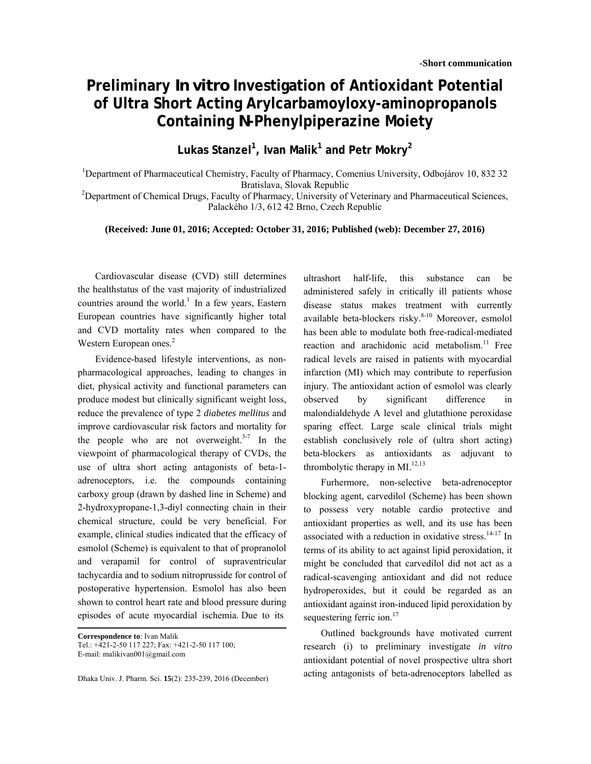-**Short communication**

# Preliminary *In vitro* Investigation of Antioxidant Potential of Ultra Short Acting Arylcarbamoyloxy-aminopropanols Containing *N*-Phenylpiperazine Moiety

**Lukas Stanzel[1], Ivan Malik[1] and Petr Mokry[2]**

[1]Department of Pharmaceutical Chemistry, Faculty of Pharmacy, Comenius University, Odbojárov 10, 832 32 Bratislava, Slovak Republic

[2]Department of Chemical Drugs, Faculty of Pharmacy, University of Veterinary and Pharmaceutical Sciences, Palackého 1/3, 612 42 Brno, Czech Republic

**(Received: June 01, 2016; Accepted: October 31, 2016; Published (web): December 27, 2016)**

Cardiovascular disease (CVD) still determines the healthstatus of the vast majority of industrialized countries around the world.[1] In a few years, Eastern European countries have significantly higher total and CVD mortality rates when compared to the Western European ones.[2]

Evidence-based lifestyle interventions, as non-pharmacological approaches, leading to changes in diet, physical activity and functional parameters can produce modest but clinically significant weight loss, reduce the prevalence of type 2 *diabetes mellitus* and improve cardiovascular risk factors and mortality for the people who are not overweight.[3-7] In the viewpoint of pharmacological therapy of CVDs, the use of ultra short acting antagonists of beta-1-adrenoceptors, i.e. the compounds containing carboxy group (drawn by dashed line in Scheme) and 2-hydroxypropane-1,3-diyl connecting chain in their chemical structure, could be very beneficial. For example, clinical studies indicated that the efficacy of esmolol (Scheme) is equivalent to that of propranolol and verapamil for control of supraventricular tachycardia and to sodium nitroprusside for control of postoperative hypertension. Esmolol has also been shown to control heart rate and blood pressure during episodes of acute myocardial ischemia. Due to its ultrashort half-life, this substance can be administered safely in critically ill patients whose disease status makes treatment with currently available beta-blockers risky.[8-10] Moreover, esmolol has been able to modulate both free-radical-mediated reaction and arachidonic acid metabolism.[11] Free radical levels are raised in patients with myocardial infarction (MI) which may contribute to reperfusion injury. The antioxidant action of esmolol was clearly observed by significant difference in malondialdehyde A level and glutathione peroxidase sparing effect. Large scale clinical trials might establish conclusively role of (ultra short acting) beta-blockers as antioxidants as adjuvant to thrombolytic therapy in MI.[12,13]

Furhermore, non-selective beta-adrenoceptor blocking agent, carvedilol (Scheme) has been shown to possess very notable cardio protective and antioxidant properties as well, and its use has been associated with a reduction in oxidative stress.[14-17] In terms of its ability to act against lipid peroxidation, it might be concluded that carvedilol did not act as a radical-scavenging antioxidant and did not reduce hydroperoxides, but it could be regarded as an antioxidant against iron-induced lipid peroxidation by sequestering ferric ion.[17]

Outlined backgrounds have motivated current research (i) to preliminary investigate *in vitro* antioxidant potential of novel prospective ultra short acting antagonists of beta-adrenoceptors labelled as

**Correspondence to**: Ivan Malik
Tel.: +421-2-50 117 227; Fax: +421-2-50 117 100;
E-mail: malikivan001@gmail.com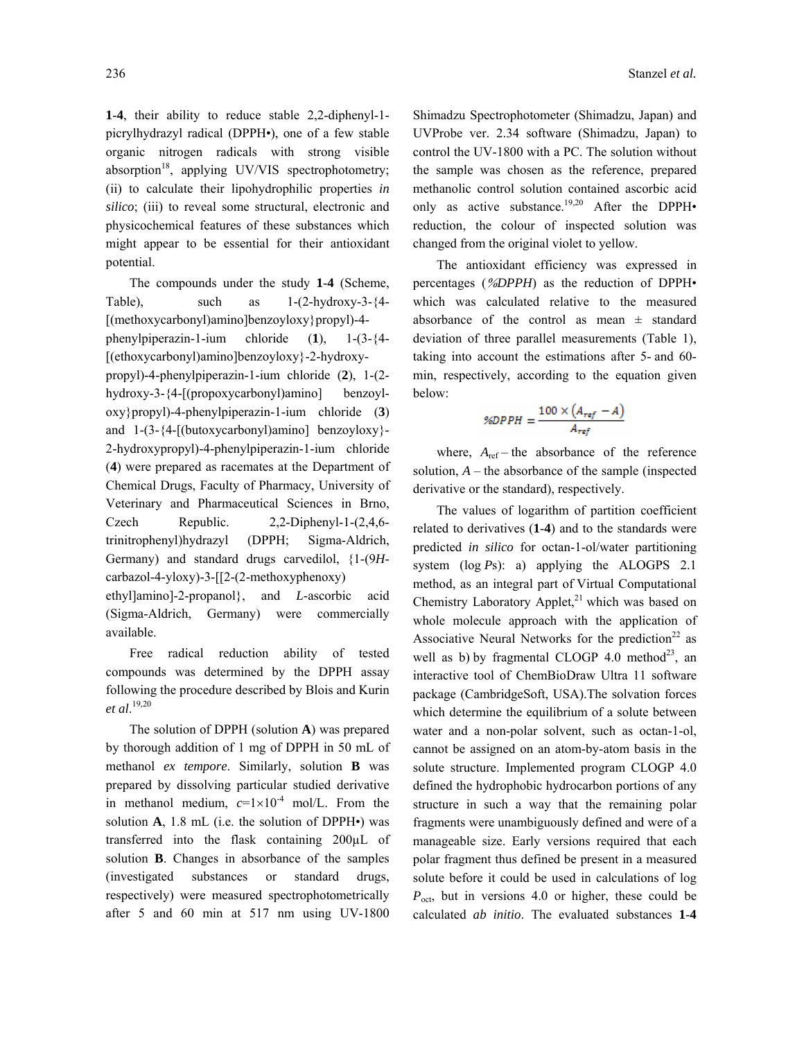**1**-**4**, their ability to reduce stable 2,2-diphenyl-1-picrylhydrazyl radical (DPPH•), one of a few stable organic nitrogen radicals with strong visible absorption[18], applying UV/VIS spectrophotometry; (ii) to calculate their lipohydrophilic properties *in silico*; (iii) to reveal some structural, electronic and physicochemical features of these substances which might appear to be essential for their antioxidant potential.

The compounds under the study **1**-**4** (Scheme, Table), such as 1-(2-hydroxy-3-{4-[(methoxycarbonyl)amino]benzoyloxy}propyl)-4-phenylpiperazin-1-ium chloride (**1**), 1-(3-{4-[(ethoxycarbonyl)amino]benzoyloxy}-2-hydroxy-propyl)-4-phenylpiperazin-1-ium chloride (**2**), 1-(2-hydroxy-3-{4-[(propoxycarbonyl)amino] benzoyl-oxy}propyl)-4-phenylpiperazin-1-ium chloride (**3**) and 1-(3-{4-[(butoxycarbonyl)amino] benzoyloxy}-2-hydroxypropyl)-4-phenylpiperazin-1-ium chloride (**4**) were prepared as racemates at the Department of Chemical Drugs, Faculty of Pharmacy, University of Veterinary and Pharmaceutical Sciences in Brno, Czech Republic. 2,2-Diphenyl-1-(2,4,6-trinitrophenyl)hydrazyl (DPPH; Sigma-Aldrich, Germany) and standard drugs carvedilol, {1-(9*H*-carbazol-4-yloxy)-3-[[2-(2-methoxyphenoxy) ethyl]amino]-2-propanol}, and *L*-ascorbic acid (Sigma-Aldrich, Germany) were commercially available.

Free radical reduction ability of tested compounds was determined by the DPPH assay following the procedure described by Blois and Kurin *et al.*[19,20]

The solution of DPPH (solution **A**) was prepared by thorough addition of 1 mg of DPPH in 50 mL of methanol *ex tempore*. Similarly, solution **B** was prepared by dissolving particular studied derivative in methanol medium, $c=1\times10^{-4}$ mol/L. From the solution **A**, 1.8 mL (i.e. the solution of DPPH•) was transferred into the flask containing 200μL of solution **B**. Changes in absorbance of the samples (investigated substances or standard drugs, respectively) were measured spectrophotometrically after 5 and 60 min at 517 nm using UV-1800 Shimadzu Spectrophotometer (Shimadzu, Japan) and UVProbe ver. 2.34 software (Shimadzu, Japan) to control the UV-1800 with a PC. The solution without the sample was chosen as the reference, prepared methanolic control solution contained ascorbic acid only as active substance.[19,20] After the DPPH• reduction, the colour of inspected solution was changed from the original violet to yellow.

The antioxidant efficiency was expressed in percentages (*%DPPH*) as the reduction of DPPH• which was calculated relative to the measured absorbance of the control as mean ± standard deviation of three parallel measurements (Table 1), taking into account the estimations after 5- and 60-min, respectively, according to the equation given below:

$$\%DPPH = \frac{100 \times (A_{ref} - A)}{A_{ref}}$$

where, $A_{\mathrm{ref}}$ – the absorbance of the reference solution, $A$ – the absorbance of the sample (inspected derivative or the standard), respectively.

The values of logarithm of partition coefficient related to derivatives (**1**-**4**) and to the standards were predicted *in silico* for octan-1-ol/water partitioning system (log *P*s): a) applying the ALOGPS 2.1 method, as an integral part of Virtual Computational Chemistry Laboratory Applet,[21] which was based on whole molecule approach with the application of Associative Neural Networks for the prediction[22] as well as b) by fragmental CLOGP 4.0 method[23], an interactive tool of ChemBioDraw Ultra 11 software package (CambridgeSoft, USA).The solvation forces which determine the equilibrium of a solute between water and a non-polar solvent, such as octan-1-ol, cannot be assigned on an atom-by-atom basis in the solute structure. Implemented program CLOGP 4.0 defined the hydrophobic hydrocarbon portions of any structure in such a way that the remaining polar fragments were unambiguously defined and were of a manageable size. Early versions required that each polar fragment thus defined be present in a measured solute before it could be used in calculations of log $P_{\mathrm{oct}}$, but in versions 4.0 or higher, these could be calculated *ab initio*. The evaluated substances **1**-**4**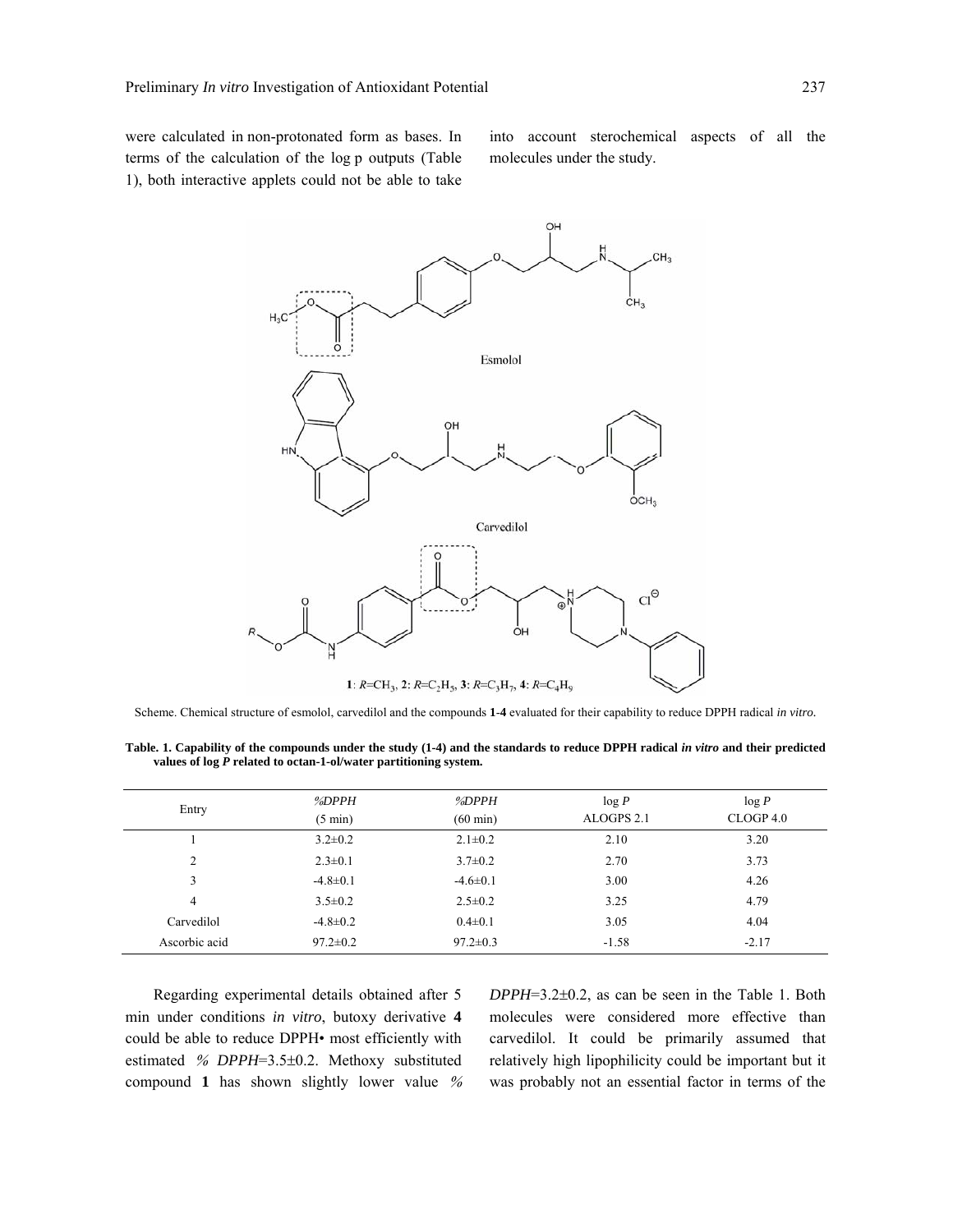were calculated in non-protonated form as bases. In terms of the calculation of the log p outputs (Table 1), both interactive applets could not be able to take into account sterochemical aspects of all the molecules under the study.

Scheme. Chemical structure of esmolol, carvedilol and the compounds **1-4** evaluated for their capability to reduce DPPH radical *in vitro*.

**Table. 1. Capability of the compounds under the study (1-4) and the standards to reduce DPPH radical *in vitro* and their predicted values of log *P* related to octan-1-ol/water partitioning system.**

| Entry | *%DPPH* (5 min) | *%DPPH* (60 min) | log *P* ALOGPS 2.1 | log *P* CLOGP 4.0 |
|---|---|---|---|---|
| 1 | 3.2±0.2 | 2.1±0.2 | 2.10 | 3.20 |
| 2 | 2.3±0.1 | 3.7±0.2 | 2.70 | 3.73 |
| 3 | -4.8±0.1 | -4.6±0.1 | 3.00 | 4.26 |
| 4 | 3.5±0.2 | 2.5±0.2 | 3.25 | 4.79 |
| Carvedilol | -4.8±0.2 | 0.4±0.1 | 3.05 | 4.04 |
| Ascorbic acid | 97.2±0.2 | 97.2±0.3 | -1.58 | -2.17 |

Regarding experimental details obtained after 5 min under conditions *in vitro*, butoxy derivative **4** could be able to reduce DPPH• most efficiently with estimated *% DPPH*=3.5±0.2. Methoxy substituted compound **1** has shown slightly lower value *% DPPH*=3.2±0.2, as can be seen in the Table 1. Both molecules were considered more effective than carvedilol. It could be primarily assumed that relatively high lipophilicity could be important but it was probably not an essential factor in terms of the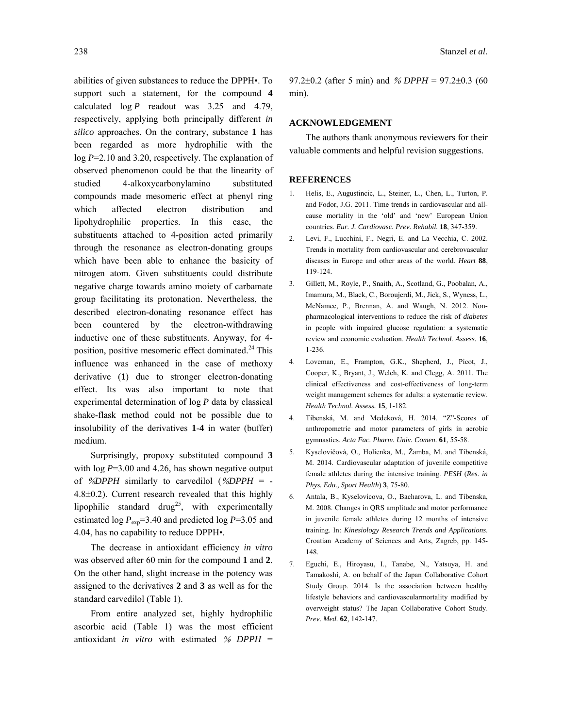abilities of given substances to reduce the DPPH•. To support such a statement, for the compound **4** calculated log *P* readout was 3.25 and 4.79, respectively, applying both principally different *in silico* approaches. On the contrary, substance **1** has been regarded as more hydrophilic with the log *P*=2.10 and 3.20, respectively. The explanation of observed phenomenon could be that the linearity of studied 4-alkoxycarbonylamino substituted compounds made mesomeric effect at phenyl ring which affected electron distribution and lipohydrophilic properties. In this case, the substituents attached to 4-position acted primarily through the resonance as electron-donating groups which have been able to enhance the basicity of nitrogen atom. Given substituents could distribute negative charge towards amino moiety of carbamate group facilitating its protonation. Nevertheless, the described electron-donating resonance effect has been countered by the electron-withdrawing inductive one of these substituents. Anyway, for 4-position, positive mesomeric effect dominated.[24] This influence was enhanced in the case of methoxy derivative (**1**) due to stronger electron-donating effect. Its was also important to note that experimental determination of log *P* data by classical shake-flask method could not be possible due to insolubility of the derivatives **1**-**4** in water (buffer) medium.

Surprisingly, propoxy substituted compound **3** with log *P*=3.00 and 4.26, has shown negative output of *%DPPH* similarly to carvedilol (*%DPPH* = -4.8±0.2). Current research revealed that this highly lipophilic standard drug[25], with experimentally estimated log $P_{exp}$=3.40 and predicted log *P*=3.05 and 4.04, has no capability to reduce DPPH•.

The decrease in antioxidant efficiency *in vitro* was observed after 60 min for the compound **1** and **2**. On the other hand, slight increase in the potency was assigned to the derivatives **2** and **3** as well as for the standard carvedilol (Table 1).

From entire analyzed set, highly hydrophilic ascorbic acid (Table 1) was the most efficient antioxidant *in vitro* with estimated *% DPPH* = 97.2±0.2 (after 5 min) and *% DPPH* = 97.2±0.3 (60 min).

## ACKNOWLEDGEMENT

The authors thank anonymous reviewers for their valuable comments and helpful revision suggestions.

## REFERENCES

1. Helis, E., Augustincic, L., Steiner, L., Chen, L., Turton, P. and Fodor, J.G. 2011. Time trends in cardiovascular and all-cause mortality in the 'old' and 'new' European Union countries. *Eur. J. Cardiovasc. Prev. Rehabil.* **18**, 347-359.
2. Levi, F., Lucchini, F., Negri, E. and La Vecchia, C. 2002. Trends in mortality from cardiovascular and cerebrovascular diseases in Europe and other areas of the world. *Heart* **88**, 119-124.
3. Gillett, M., Royle, P., Snaith, A., Scotland, G., Poobalan, A., Imamura, M., Black, C., Boroujerdi, M., Jick, S., Wyness, L., McNamee, P., Brennan, A. and Waugh, N. 2012. Non-pharmacological interventions to reduce the risk of *diabetes* in people with impaired glucose regulation: a systematic review and economic evaluation. *Health Technol. Assess.* **16**, 1-236.
4. Loveman, E., Frampton, G.K., Shepherd, J., Picot, J., Cooper, K., Bryant, J., Welch, K. and Clegg, A. 2011. The clinical effectiveness and cost-effectiveness of long-term weight management schemes for adults: a systematic review. *Health Technol. Assess.* **15**, 1-182.
4. Tibenská, M. and Medeková, H. 2014. "Z"-Scores of anthropometric and motor parameters of girls in aerobic gymnastics. *Acta Fac. Pharm. Univ. Comen.* **61**, 55-58.
5. Kyselovičová, O., Holienka, M., Žamba, M. and Tibenská, M. 2014. Cardiovascular adaptation of juvenile competitive female athletes during the intensive training. *PESH* (*Res. in Phys. Edu., Sport Health*) **3**, 75-80.
6. Antala, B., Kyselovicova, O., Bacharova, L. and Tibenska, M. 2008. Changes in QRS amplitude and motor performance in juvenile female athletes during 12 months of intensive training. In: *Kinesiology Research Trends and Applications*. Croatian Academy of Sciences and Arts, Zagreb, pp. 145-148.
7. Eguchi, E., Hiroyasu, I., Tanabe, N., Yatsuya, H. and Tamakoshi, A. on behalf of the Japan Collaborative Cohort Study Group. 2014. Is the association between healthy lifestyle behaviors and cardiovascularmortality modified by overweight status? The Japan Collaborative Cohort Study. *Prev. Med.* **62**, 142-147.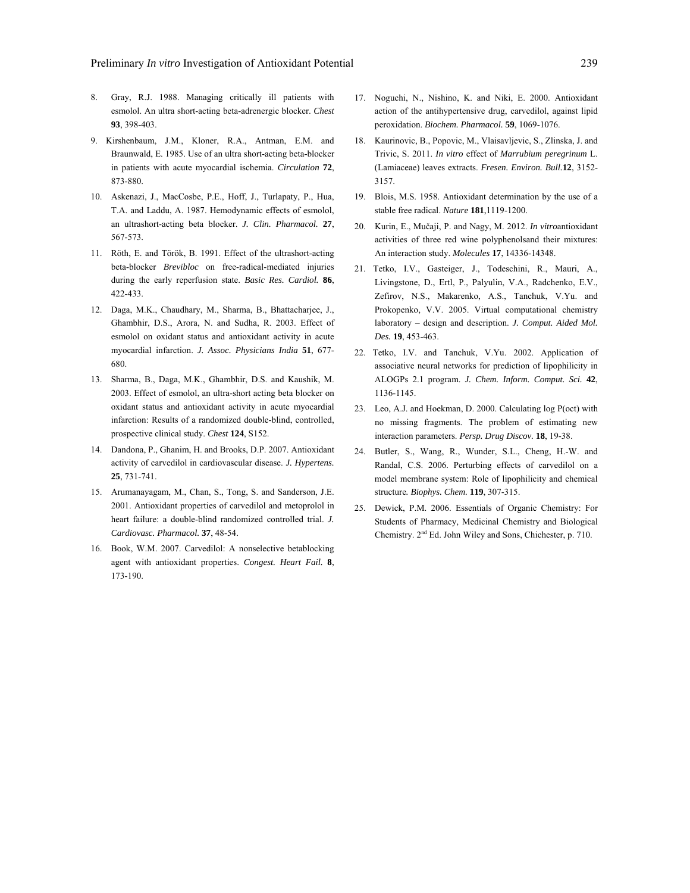8. Gray, R.J. 1988. Managing critically ill patients with esmolol. An ultra short-acting beta-adrenergic blocker. *Chest* **93**, 398-403.
9. Kirshenbaum, J.M., Kloner, R.A., Antman, E.M. and Braunwald, E. 1985. Use of an ultra short-acting beta-blocker in patients with acute myocardial ischemia. *Circulation* **72**, 873-880.
10. Askenazi, J., MacCosbe, P.E., Hoff, J., Turlapaty, P., Hua, T.A. and Laddu, A. 1987. Hemodynamic effects of esmolol, an ultrashort-acting beta blocker. *J. Clin. Pharmacol.* **27**, 567-573.
11. Röth, E. and Török, B. 1991. Effect of the ultrashort-acting beta-blocker *Brevibloc* on free-radical-mediated injuries during the early reperfusion state. *Basic Res. Cardiol.* **86**, 422-433.
12. Daga, M.K., Chaudhary, M., Sharma, B., Bhattacharjee, J., Ghambhir, D.S., Arora, N. and Sudha, R. 2003. Effect of esmolol on oxidant status and antioxidant activity in acute myocardial infarction. *J. Assoc. Physicians India* **51**, 677-680.
13. Sharma, B., Daga, M.K., Ghambhir, D.S. and Kaushik, M. 2003. Effect of esmolol, an ultra-short acting beta blocker on oxidant status and antioxidant activity in acute myocardial infarction: Results of a randomized double-blind, controlled, prospective clinical study. *Chest* **124**, S152.
14. Dandona, P., Ghanim, H. and Brooks, D.P. 2007. Antioxidant activity of carvedilol in cardiovascular disease. *J. Hypertens.* **25**, 731-741.
15. Arumanayagam, M., Chan, S., Tong, S. and Sanderson, J.E. 2001. Antioxidant properties of carvedilol and metoprolol in heart failure: a double-blind randomized controlled trial. *J. Cardiovasc. Pharmacol.* **37**, 48-54.
16. Book, W.M. 2007. Carvedilol: A nonselective betablocking agent with antioxidant properties. *Congest. Heart Fail.* **8**, 173-190.
17. Noguchi, N., Nishino, K. and Niki, E. 2000. Antioxidant action of the antihypertensive drug, carvedilol, against lipid peroxidation. *Biochem. Pharmacol.* **59**, 1069-1076.
18. Kaurinovic, B., Popovic, M., Vlaisavljevic, S., Zlinska, J. and Trivic, S. 2011. *In vitro* effect of *Marrubium peregrinum* L. (Lamiaceae) leaves extracts. *Fresen. Environ. Bull.***12**, 3152-3157.
19. Blois, M.S. 1958. Antioxidant determination by the use of a stable free radical. *Nature* **181**,1119-1200.
20. Kurin, E., Mučaji, P. and Nagy, M. 2012. *In vitro*antioxidant activities of three red wine polyphenolsand their mixtures: An interaction study. *Molecules* **17**, 14336-14348.
21. Tetko, I.V., Gasteiger, J., Todeschini, R., Mauri, A., Livingstone, D., Ertl, P., Palyulin, V.A., Radchenko, E.V., Zefirov, N.S., Makarenko, A.S., Tanchuk, V.Yu. and Prokopenko, V.V. 2005. Virtual computational chemistry laboratory – design and description. *J. Comput. Aided Mol. Des.* **19**, 453-463.
22. Tetko, I.V. and Tanchuk, V.Yu. 2002. Application of associative neural networks for prediction of lipophilicity in ALOGPs 2.1 program. *J. Chem. Inform. Comput. Sci.* **42**, 1136-1145.
23. Leo, A.J. and Hoekman, D. 2000. Calculating log P(oct) with no missing fragments. The problem of estimating new interaction parameters. *Persp. Drug Discov.* **18**, 19-38.
24. Butler, S., Wang, R., Wunder, S.L., Cheng, H.-W. and Randal, C.S. 2006. Perturbing effects of carvedilol on a model membrane system: Role of lipophilicity and chemical structure. *Biophys. Chem.* **119**, 307-315.
25. Dewick, P.M. 2006. Essentials of Organic Chemistry: For Students of Pharmacy, Medicinal Chemistry and Biological Chemistry. 2nd Ed. John Wiley and Sons, Chichester, p. 710.